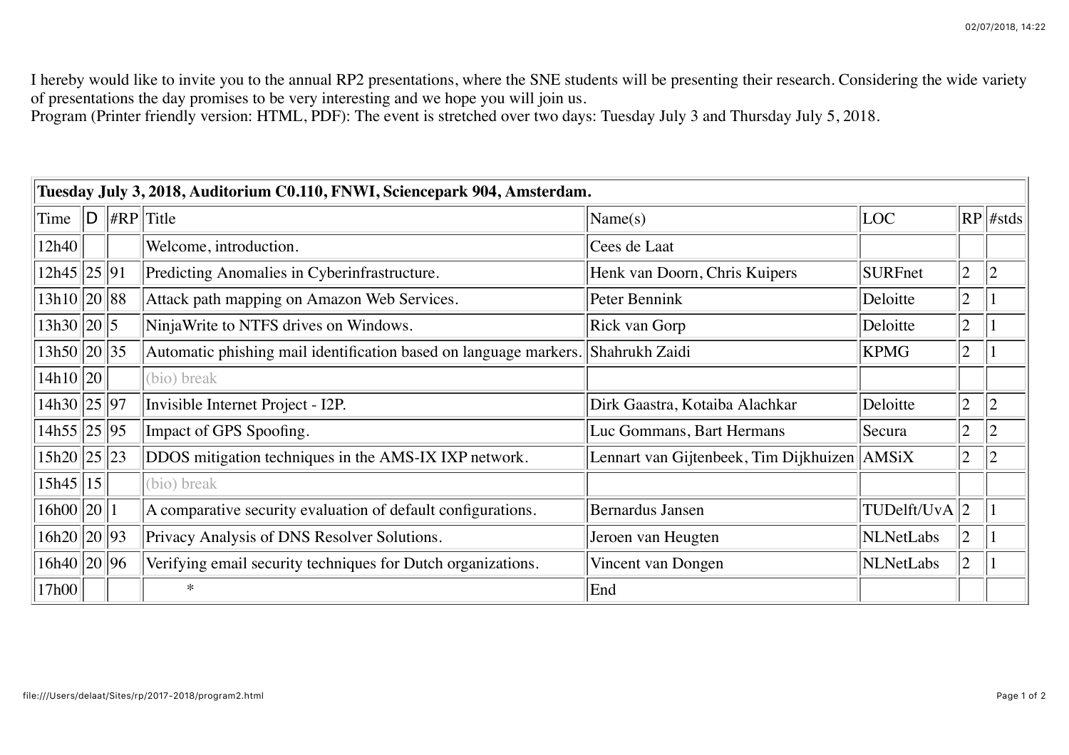I hereby would like to invite you to the annual RP2 presentations, where the SNE students will be presenting their research. Considering the wide variety of presentations the day promises to be very interesting and we hope you will join us.
Program (Printer friendly version: HTML, PDF): The event is stretched over two days: Tuesday July 3 and Thursday July 5, 2018.

| **Tuesday July 3, 2018, Auditorium C0.110, FNWI, Sciencepark 904, Amsterdam.** | | | | | | | |
|---|---|---|---|---|---|---|---|
| Time | D | #RP | Title | Name(s) | LOC | RP | #stds |
| 12h40 | | | Welcome, introduction. | Cees de Laat | | | |
| 12h45 | 25 | 91 | Predicting Anomalies in Cyberinfrastructure. | Henk van Doorn, Chris Kuipers | SURFnet | 2 | 2 |
| 13h10 | 20 | 88 | Attack path mapping on Amazon Web Services. | Peter Bennink | Deloitte | 2 | 1 |
| 13h30 | 20 | 5 | NinjaWrite to NTFS drives on Windows. | Rick van Gorp | Deloitte | 2 | 1 |
| 13h50 | 20 | 35 | Automatic phishing mail identification based on language markers. | Shahrukh Zaidi | KPMG | 2 | 1 |
| 14h10 | 20 | | (bio) break | | | | |
| 14h30 | 25 | 97 | Invisible Internet Project - I2P. | Dirk Gaastra, Kotaiba Alachkar | Deloitte | 2 | 2 |
| 14h55 | 25 | 95 | Impact of GPS Spoofing. | Luc Gommans, Bart Hermans | Secura | 2 | 2 |
| 15h20 | 25 | 23 | DDOS mitigation techniques in the AMS-IX IXP network. | Lennart van Gijtenbeek, Tim Dijkhuizen | AMSiX | 2 | 2 |
| 15h45 | 15 | | (bio) break | | | | |
| 16h00 | 20 | 1 | A comparative security evaluation of default configurations. | Bernardus Jansen | TUDelft/UvA | 2 | 1 |
| 16h20 | 20 | 93 | Privacy Analysis of DNS Resolver Solutions. | Jeroen van Heugten | NLNetLabs | 2 | 1 |
| 16h40 | 20 | 96 | Verifying email security techniques for Dutch organizations. | Vincent van Dongen | NLNetLabs | 2 | 1 |
| 17h00 | | | * | End | | | |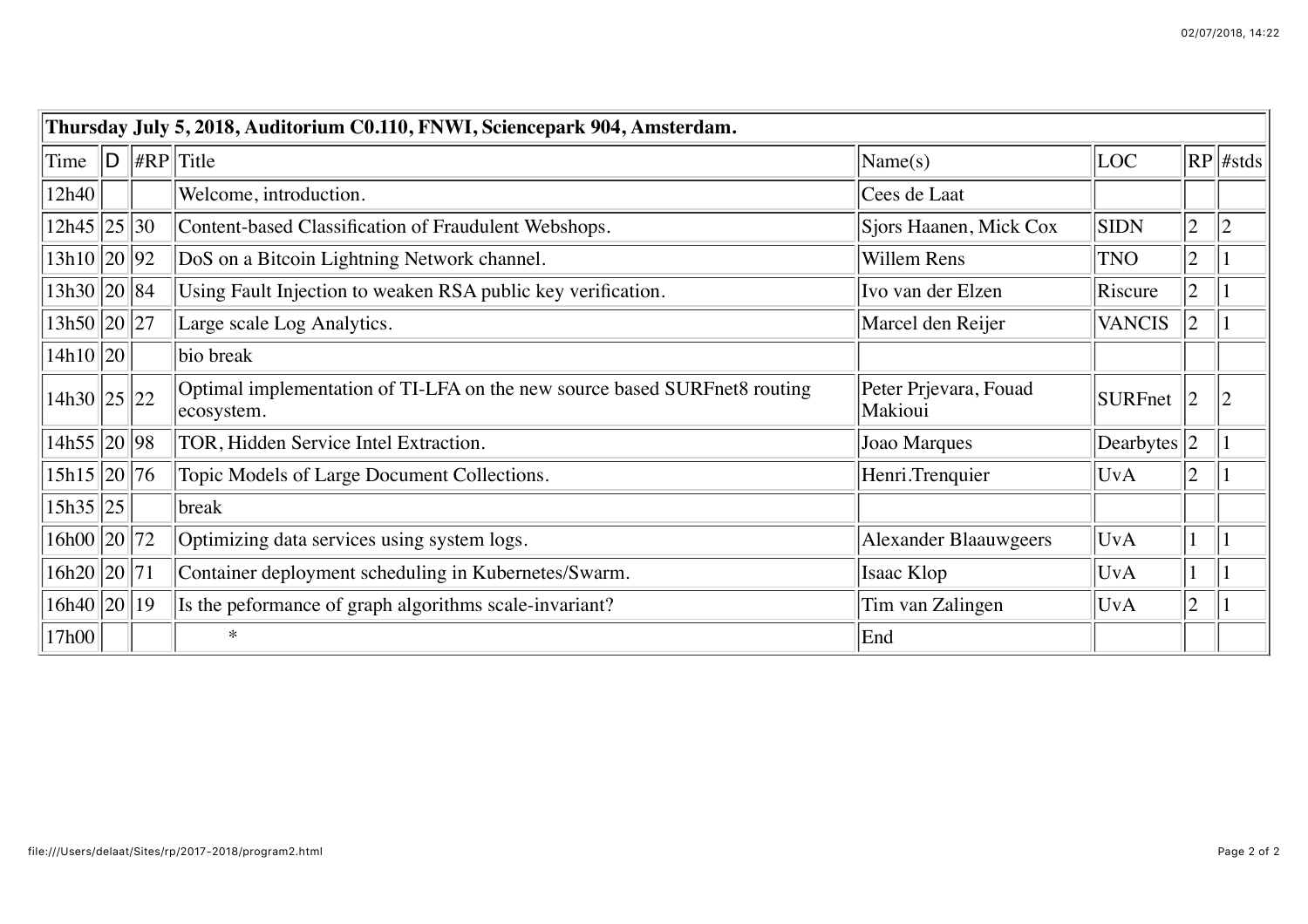| Thursday July 5, 2018, Auditorium C0.110, FNWI, Sciencepark 904, Amsterdam. | | | | | | | |
|---|---|---|---|---|---|---|---|
| Time | D | #RP | Title | Name(s) | LOC | RP | #stds |
| 12h40 | | | Welcome, introduction. | Cees de Laat | | | |
| 12h45 | 25 | 30 | Content-based Classification of Fraudulent Webshops. | Sjors Haanen, Mick Cox | SIDN | 2 | 2 |
| 13h10 | 20 | 92 | DoS on a Bitcoin Lightning Network channel. | Willem Rens | TNO | 2 | 1 |
| 13h30 | 20 | 84 | Using Fault Injection to weaken RSA public key verification. | Ivo van der Elzen | Riscure | 2 | 1 |
| 13h50 | 20 | 27 | Large scale Log Analytics. | Marcel den Reijer | VANCIS | 2 | 1 |
| 14h10 | 20 | | bio break | | | | |
| 14h30 | 25 | 22 | Optimal implementation of TI-LFA on the new source based SURFnet8 routing ecosystem. | Peter Prjevara, Fouad Makioui | SURFnet | 2 | 2 |
| 14h55 | 20 | 98 | TOR, Hidden Service Intel Extraction. | Joao Marques | Dearbytes | 2 | 1 |
| 15h15 | 20 | 76 | Topic Models of Large Document Collections. | Henri.Trenquier | UvA | 2 | 1 |
| 15h35 | 25 | | break | | | | |
| 16h00 | 20 | 72 | Optimizing data services using system logs. | Alexander Blaauwgeers | UvA | 1 | 1 |
| 16h20 | 20 | 71 | Container deployment scheduling in Kubernetes/Swarm. | Isaac Klop | UvA | 1 | 1 |
| 16h40 | 20 | 19 | Is the peformance of graph algorithms scale-invariant? | Tim van Zalingen | UvA | 2 | 1 |
| 17h00 | | | * | End | | | |